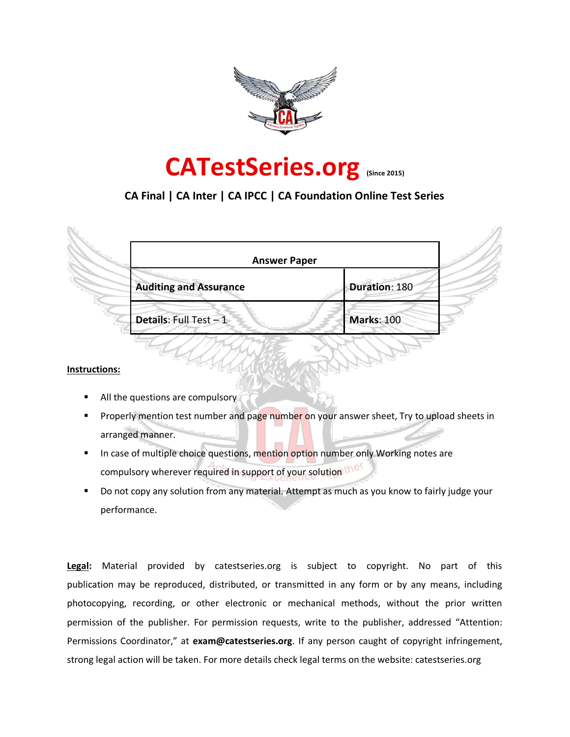# CATestSeries.org (Since 2015)

**CA Final | CA Inter | CA IPCC | CA Foundation Online Test Series**

| Answer Paper | |
|---|---|
| **Auditing and Assurance** | **Duration**: 180 |
| **Details**: Full Test – 1 | **Marks**: 100 |

**Instructions:**

- All the questions are compulsory
- Properly mention test number and page number on your answer sheet, Try to upload sheets in arranged manner.
- In case of multiple choice questions, mention option number only Working notes are compulsory wherever required in support of your solution
- Do not copy any solution from any material. Attempt as much as you know to fairly judge your performance.

**Legal:** Material provided by catestseries.org is subject to copyright. No part of this publication may be reproduced, distributed, or transmitted in any form or by any means, including photocopying, recording, or other electronic or mechanical methods, without the prior written permission of the publisher. For permission requests, write to the publisher, addressed "Attention: Permissions Coordinator," at **exam@catestseries.org**. If any person caught of copyright infringement, strong legal action will be taken. For more details check legal terms on the website: catestseries.org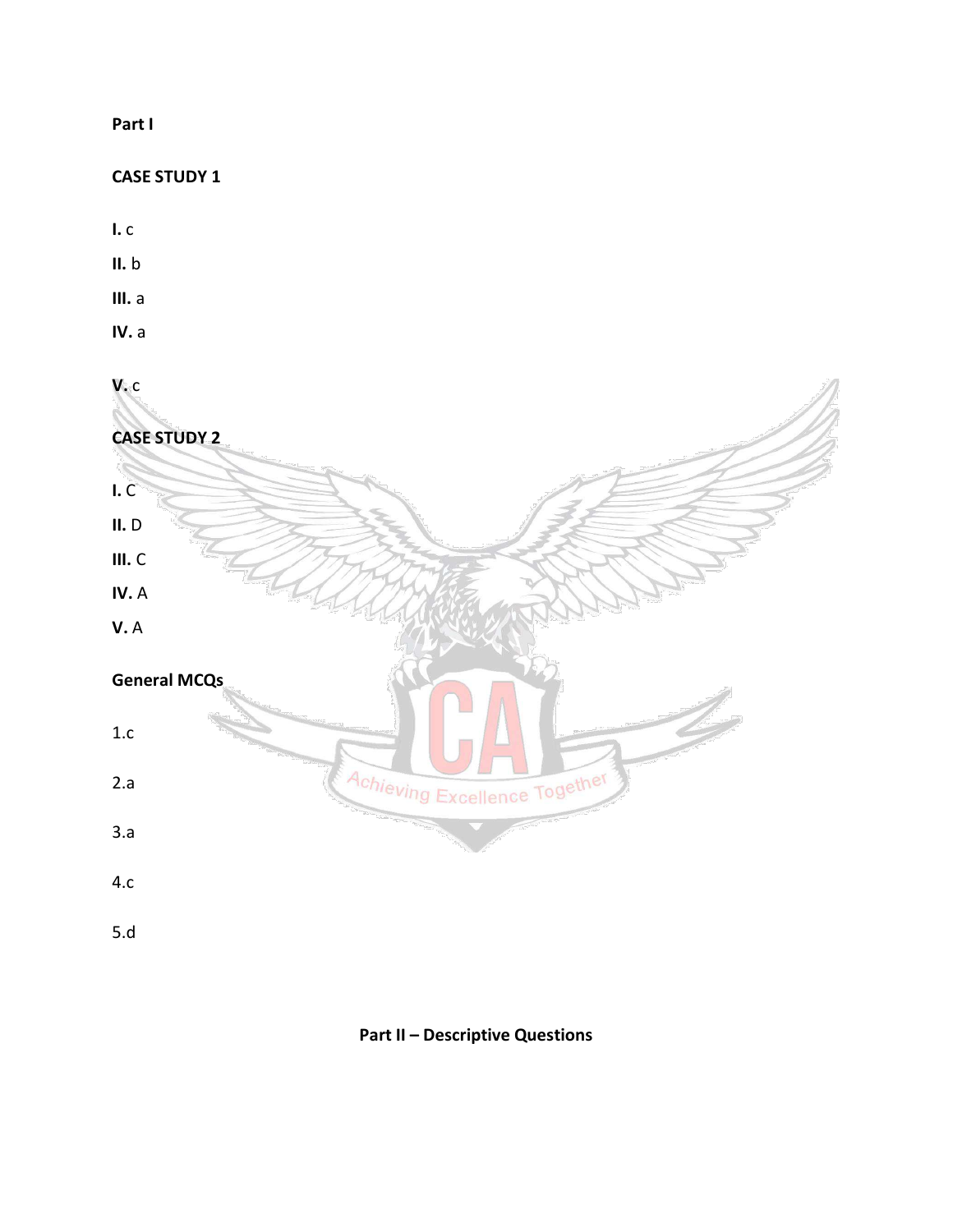**Part I**

**CASE STUDY 1**

**I.** c

**II.** b

**III.** a

**IV.** a

**V.** c

**CASE STUDY 2**

**I.** C

**II.** D

**III.** C

**IV.** A

**V.** A

**General MCQs**

1.c

2.a

3.a

4.c

5.d

**Part II – Descriptive Questions**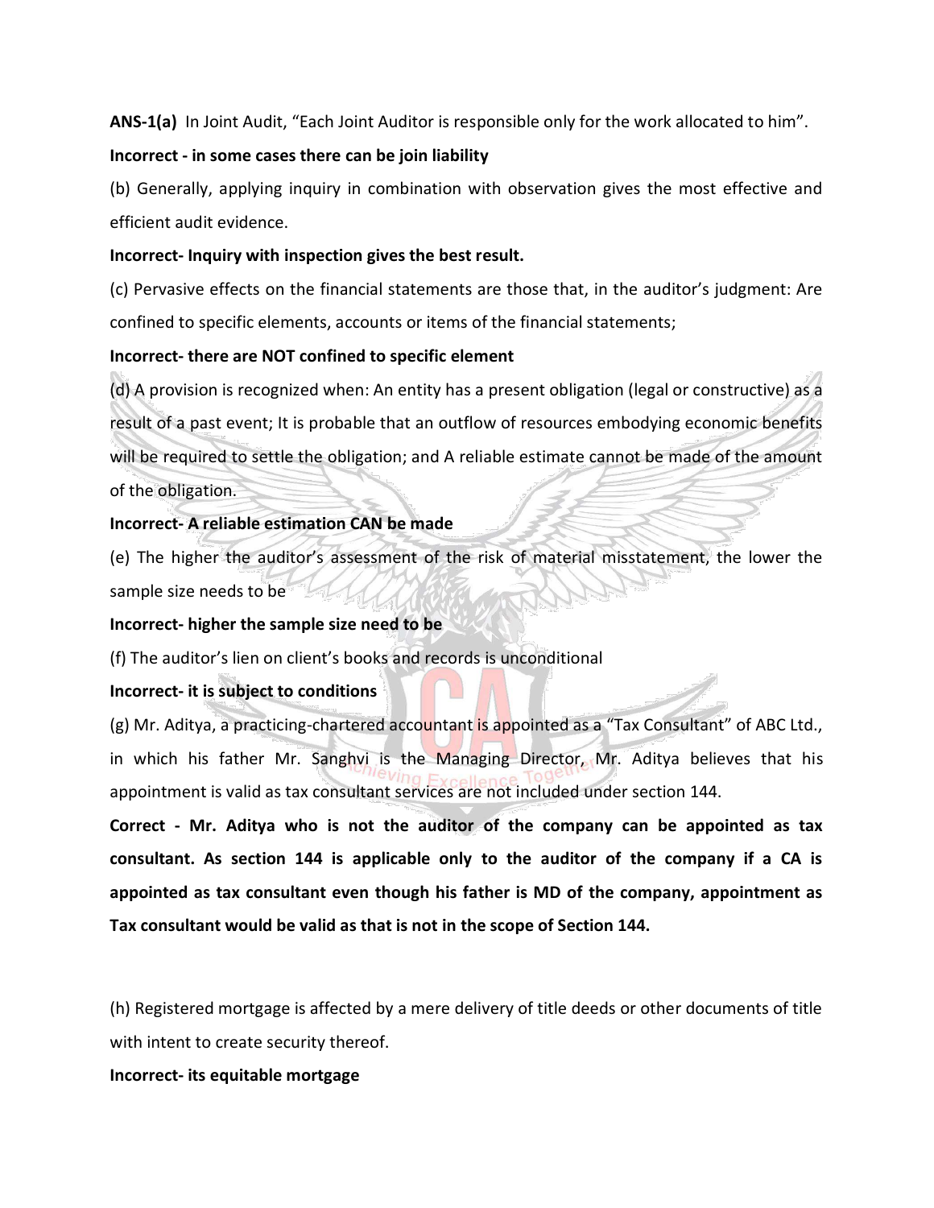**ANS-1(a)** In Joint Audit, "Each Joint Auditor is responsible only for the work allocated to him".

**Incorrect - in some cases there can be join liability**

(b) Generally, applying inquiry in combination with observation gives the most effective and efficient audit evidence.

**Incorrect- Inquiry with inspection gives the best result.**

(c) Pervasive effects on the financial statements are those that, in the auditor's judgment: Are confined to specific elements, accounts or items of the financial statements;

**Incorrect- there are NOT confined to specific element**

(d) A provision is recognized when: An entity has a present obligation (legal or constructive) as a result of a past event; It is probable that an outflow of resources embodying economic benefits will be required to settle the obligation; and A reliable estimate cannot be made of the amount of the obligation.

**Incorrect- A reliable estimation CAN be made**

(e) The higher the auditor's assessment of the risk of material misstatement, the lower the sample size needs to be

**Incorrect- higher the sample size need to be**

(f) The auditor's lien on client's books and records is unconditional

**Incorrect- it is subject to conditions**

(g) Mr. Aditya, a practicing-chartered accountant is appointed as a "Tax Consultant" of ABC Ltd., in which his father Mr. Sanghvi is the Managing Director, Mr. Aditya believes that his appointment is valid as tax consultant services are not included under section 144.

**Correct - Mr. Aditya who is not the auditor of the company can be appointed as tax consultant. As section 144 is applicable only to the auditor of the company if a CA is appointed as tax consultant even though his father is MD of the company, appointment as Tax consultant would be valid as that is not in the scope of Section 144.**

(h) Registered mortgage is affected by a mere delivery of title deeds or other documents of title with intent to create security thereof.

**Incorrect- its equitable mortgage**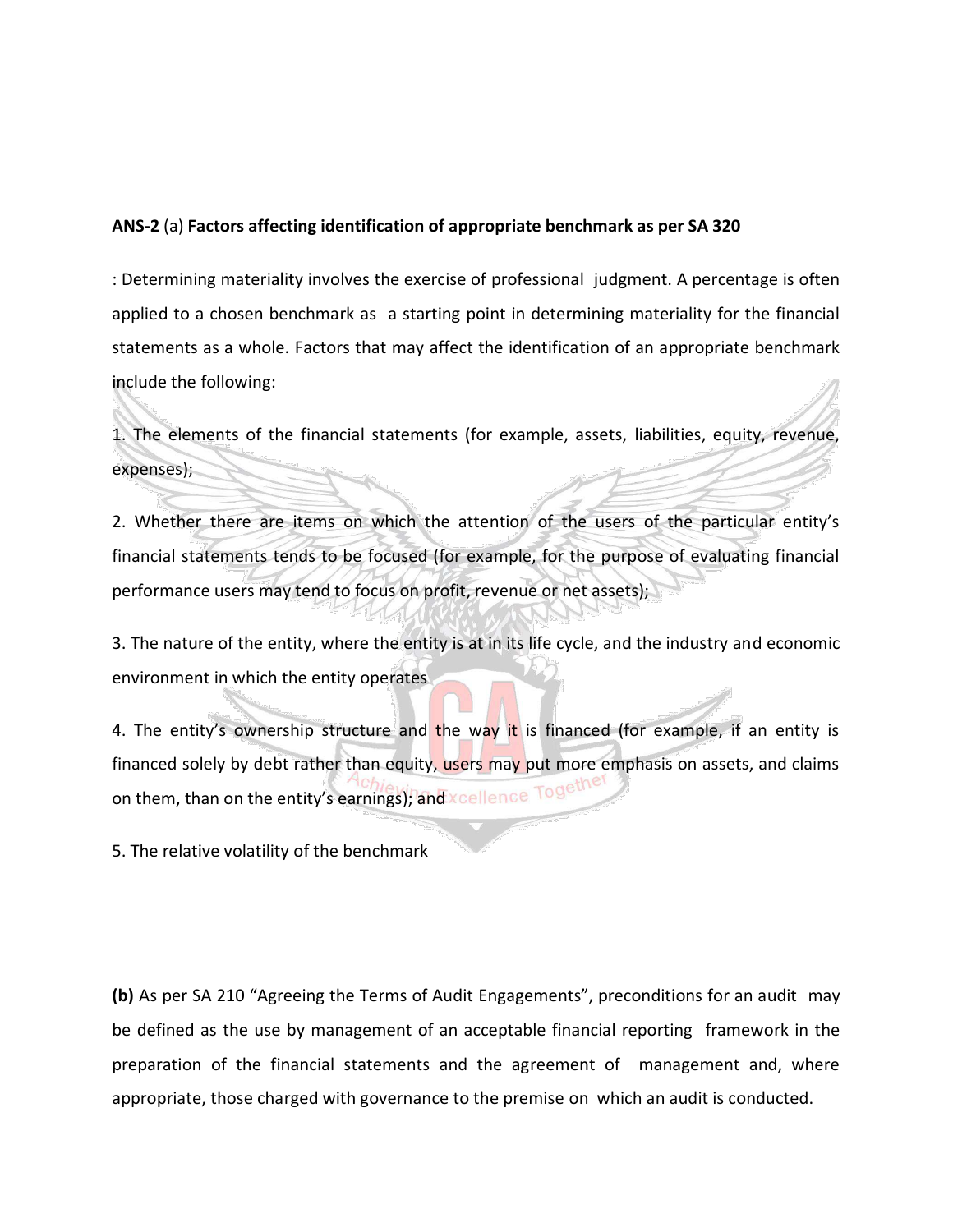**ANS-2** (a) **Factors affecting identification of appropriate benchmark as per SA 320**

: Determining materiality involves the exercise of professional judgment. A percentage is often applied to a chosen benchmark as a starting point in determining materiality for the financial statements as a whole. Factors that may affect the identification of an appropriate benchmark include the following:

1. The elements of the financial statements (for example, assets, liabilities, equity, revenue, expenses);

2. Whether there are items on which the attention of the users of the particular entity's financial statements tends to be focused (for example, for the purpose of evaluating financial performance users may tend to focus on profit, revenue or net assets);

3. The nature of the entity, where the entity is at in its life cycle, and the industry and economic environment in which the entity operates

4. The entity's ownership structure and the way it is financed (for example, if an entity is financed solely by debt rather than equity, users may put more emphasis on assets, and claims on them, than on the entity's earnings); and

5. The relative volatility of the benchmark

**(b)** As per SA 210 "Agreeing the Terms of Audit Engagements", preconditions for an audit may be defined as the use by management of an acceptable financial reporting framework in the preparation of the financial statements and the agreement of management and, where appropriate, those charged with governance to the premise on which an audit is conducted.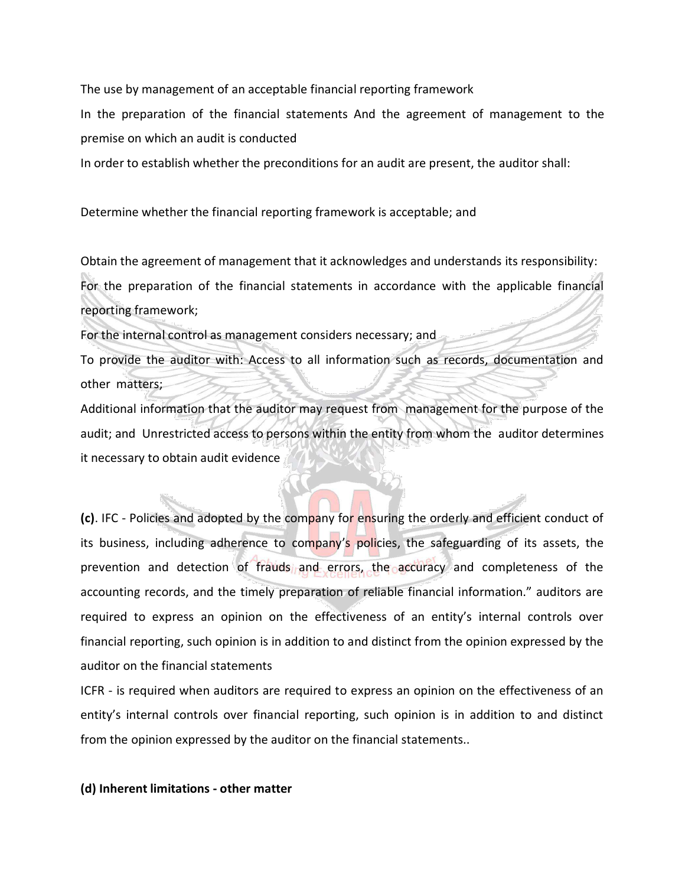The use by management of an acceptable financial reporting framework

In the preparation of the financial statements And the agreement of management to the premise on which an audit is conducted

In order to establish whether the preconditions for an audit are present, the auditor shall:

Determine whether the financial reporting framework is acceptable; and

Obtain the agreement of management that it acknowledges and understands its responsibility:

For the preparation of the financial statements in accordance with the applicable financial reporting framework;

For the internal control as management considers necessary; and

To provide the auditor with: Access to all information such as records, documentation and other matters;

Additional information that the auditor may request from management for the purpose of the audit; and Unrestricted access to persons within the entity from whom the auditor determines it necessary to obtain audit evidence

**(c)**. IFC - Policies and adopted by the company for ensuring the orderly and efficient conduct of its business, including adherence to company's policies, the safeguarding of its assets, the prevention and detection of frauds and errors, the accuracy and completeness of the accounting records, and the timely preparation of reliable financial information." auditors are required to express an opinion on the effectiveness of an entity's internal controls over financial reporting, such opinion is in addition to and distinct from the opinion expressed by the auditor on the financial statements

ICFR - is required when auditors are required to express an opinion on the effectiveness of an entity's internal controls over financial reporting, such opinion is in addition to and distinct from the opinion expressed by the auditor on the financial statements..

**(d) Inherent limitations - other matter**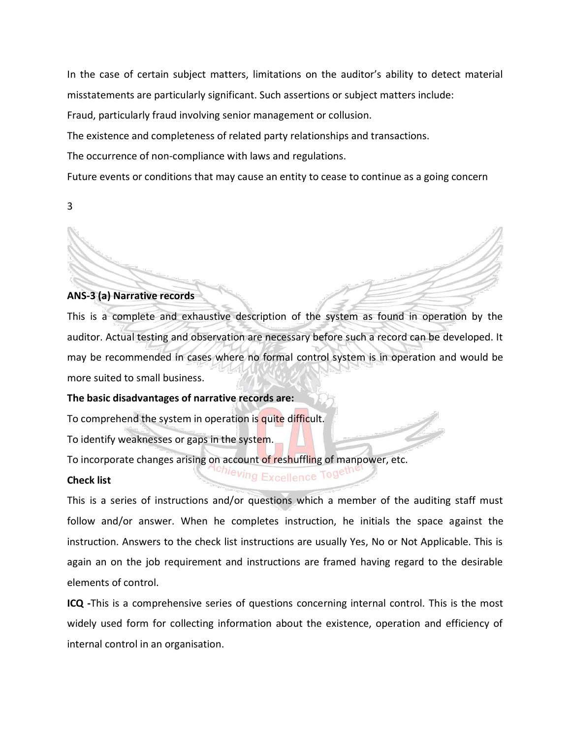In the case of certain subject matters, limitations on the auditor's ability to detect material misstatements are particularly significant. Such assertions or subject matters include:

Fraud, particularly fraud involving senior management or collusion.

The existence and completeness of related party relationships and transactions.

The occurrence of non-compliance with laws and regulations.

Future events or conditions that may cause an entity to cease to continue as a going concern

3

**ANS-3 (a) Narrative records**

This is a complete and exhaustive description of the system as found in operation by the auditor. Actual testing and observation are necessary before such a record can be developed. It may be recommended in cases where no formal control system is in operation and would be more suited to small business.

**The basic disadvantages of narrative records are:**

To comprehend the system in operation is quite difficult.

To identify weaknesses or gaps in the system.

To incorporate changes arising on account of reshuffling of manpower, etc.

**Check list**

This is a series of instructions and/or questions which a member of the auditing staff must follow and/or answer. When he completes instruction, he initials the space against the instruction. Answers to the check list instructions are usually Yes, No or Not Applicable. This is again an on the job requirement and instructions are framed having regard to the desirable elements of control.

**ICQ -**This is a comprehensive series of questions concerning internal control. This is the most widely used form for collecting information about the existence, operation and efficiency of internal control in an organisation.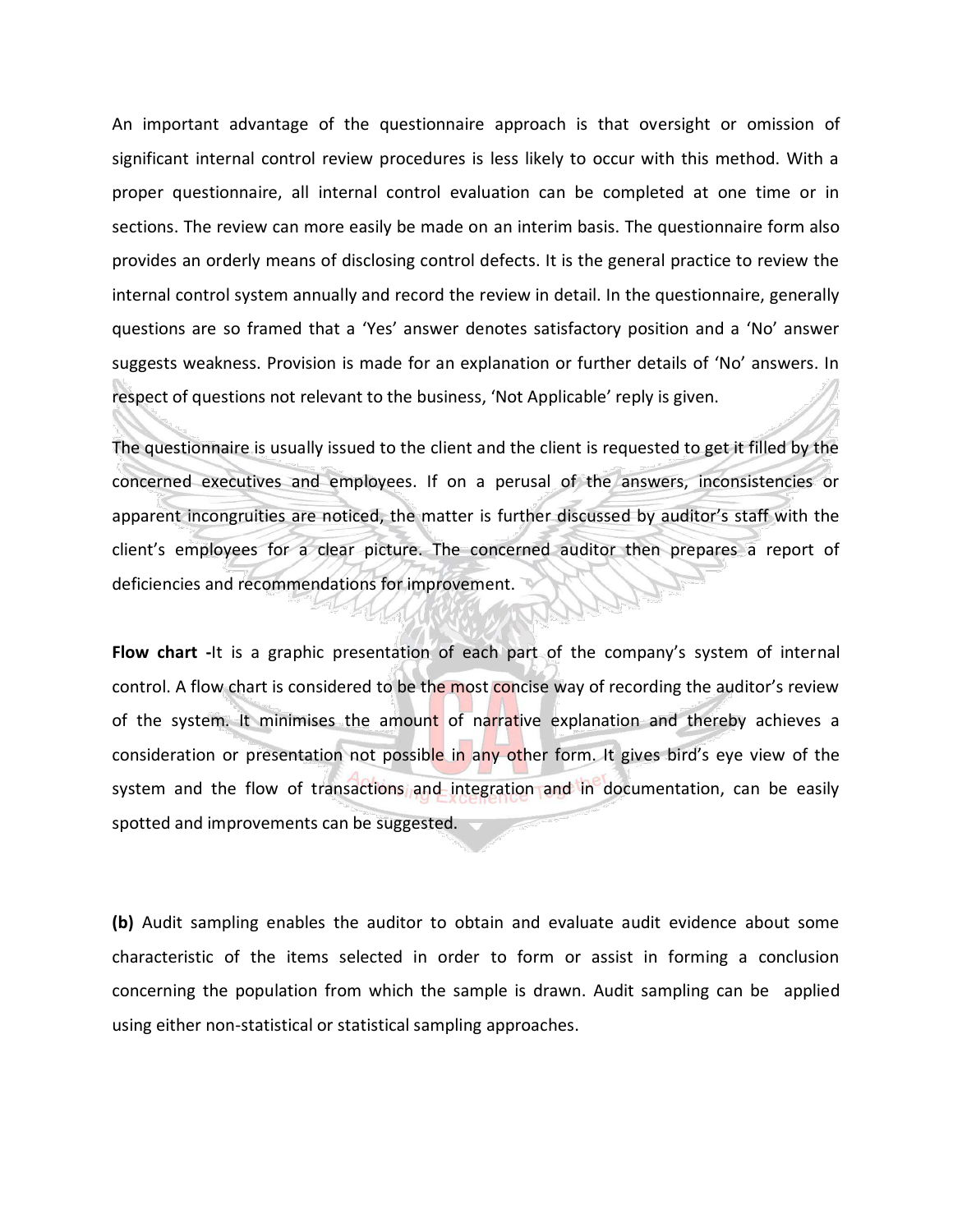An important advantage of the questionnaire approach is that oversight or omission of significant internal control review procedures is less likely to occur with this method. With a proper questionnaire, all internal control evaluation can be completed at one time or in sections. The review can more easily be made on an interim basis. The questionnaire form also provides an orderly means of disclosing control defects. It is the general practice to review the internal control system annually and record the review in detail. In the questionnaire, generally questions are so framed that a 'Yes' answer denotes satisfactory position and a 'No' answer suggests weakness. Provision is made for an explanation or further details of 'No' answers. In respect of questions not relevant to the business, 'Not Applicable' reply is given.

The questionnaire is usually issued to the client and the client is requested to get it filled by the concerned executives and employees. If on a perusal of the answers, inconsistencies or apparent incongruities are noticed, the matter is further discussed by auditor's staff with the client's employees for a clear picture. The concerned auditor then prepares a report of deficiencies and recommendations for improvement.

**Flow chart -**It is a graphic presentation of each part of the company's system of internal control. A flow chart is considered to be the most concise way of recording the auditor's review of the system. It minimises the amount of narrative explanation and thereby achieves a consideration or presentation not possible in any other form. It gives bird's eye view of the system and the flow of transactions and integration and in documentation, can be easily spotted and improvements can be suggested.

**(b)** Audit sampling enables the auditor to obtain and evaluate audit evidence about some characteristic of the items selected in order to form or assist in forming a conclusion concerning the population from which the sample is drawn. Audit sampling can be applied using either non-statistical or statistical sampling approaches.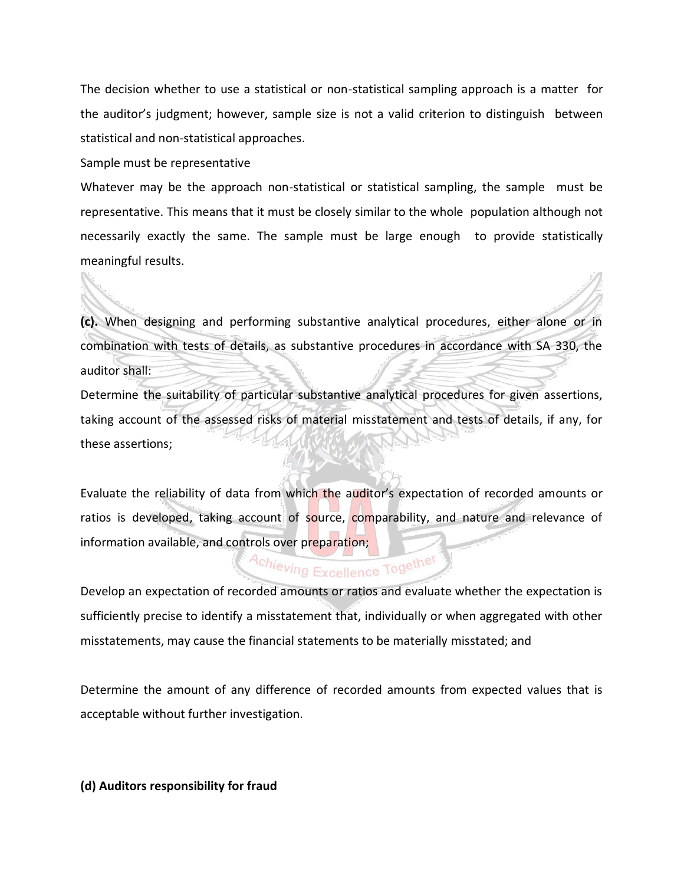The decision whether to use a statistical or non-statistical sampling approach is a matter for the auditor's judgment; however, sample size is not a valid criterion to distinguish between statistical and non-statistical approaches.

Sample must be representative

Whatever may be the approach non-statistical or statistical sampling, the sample must be representative. This means that it must be closely similar to the whole population although not necessarily exactly the same. The sample must be large enough to provide statistically meaningful results.

**(c).** When designing and performing substantive analytical procedures, either alone or in combination with tests of details, as substantive procedures in accordance with SA 330, the auditor shall:

Determine the suitability of particular substantive analytical procedures for given assertions, taking account of the assessed risks of material misstatement and tests of details, if any, for these assertions;

Evaluate the reliability of data from which the auditor's expectation of recorded amounts or ratios is developed, taking account of source, comparability, and nature and relevance of information available, and controls over preparation;

Develop an expectation of recorded amounts or ratios and evaluate whether the expectation is sufficiently precise to identify a misstatement that, individually or when aggregated with other misstatements, may cause the financial statements to be materially misstated; and

Determine the amount of any difference of recorded amounts from expected values that is acceptable without further investigation.

**(d) Auditors responsibility for fraud**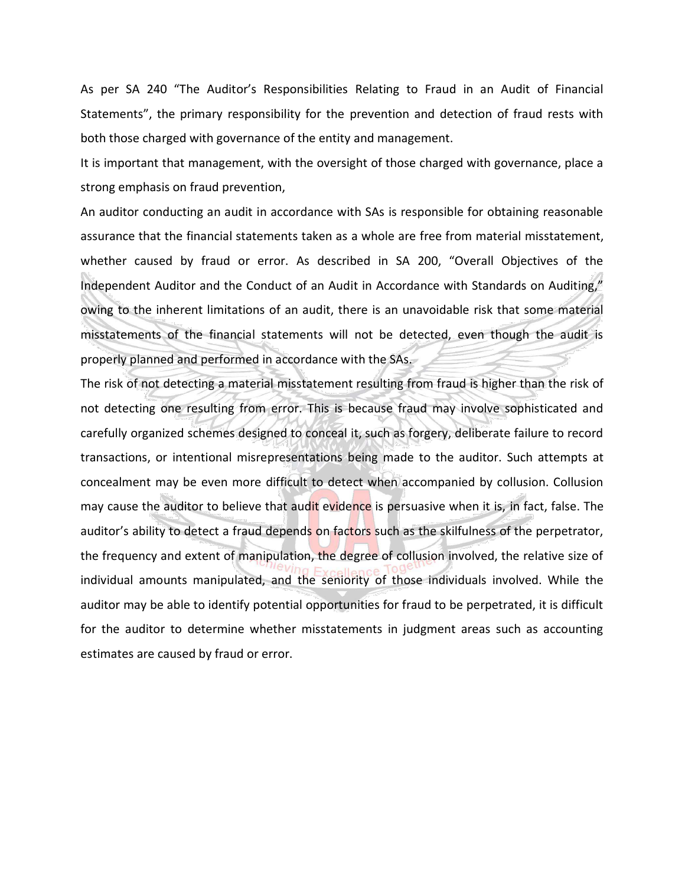As per SA 240 “The Auditor’s Responsibilities Relating to Fraud in an Audit of Financial Statements”, the primary responsibility for the prevention and detection of fraud rests with both those charged with governance of the entity and management.

It is important that management, with the oversight of those charged with governance, place a strong emphasis on fraud prevention,

An auditor conducting an audit in accordance with SAs is responsible for obtaining reasonable assurance that the financial statements taken as a whole are free from material misstatement, whether caused by fraud or error. As described in SA 200, “Overall Objectives of the Independent Auditor and the Conduct of an Audit in Accordance with Standards on Auditing,” owing to the inherent limitations of an audit, there is an unavoidable risk that some material misstatements of the financial statements will not be detected, even though the audit is properly planned and performed in accordance with the SAs.

The risk of not detecting a material misstatement resulting from fraud is higher than the risk of not detecting one resulting from error. This is because fraud may involve sophisticated and carefully organized schemes designed to conceal it, such as forgery, deliberate failure to record transactions, or intentional misrepresentations being made to the auditor. Such attempts at concealment may be even more difficult to detect when accompanied by collusion. Collusion may cause the auditor to believe that audit evidence is persuasive when it is, in fact, false. The auditor’s ability to detect a fraud depends on factors such as the skilfulness of the perpetrator, the frequency and extent of manipulation, the degree of collusion involved, the relative size of individual amounts manipulated, and the seniority of those individuals involved. While the auditor may be able to identify potential opportunities for fraud to be perpetrated, it is difficult for the auditor to determine whether misstatements in judgment areas such as accounting estimates are caused by fraud or error.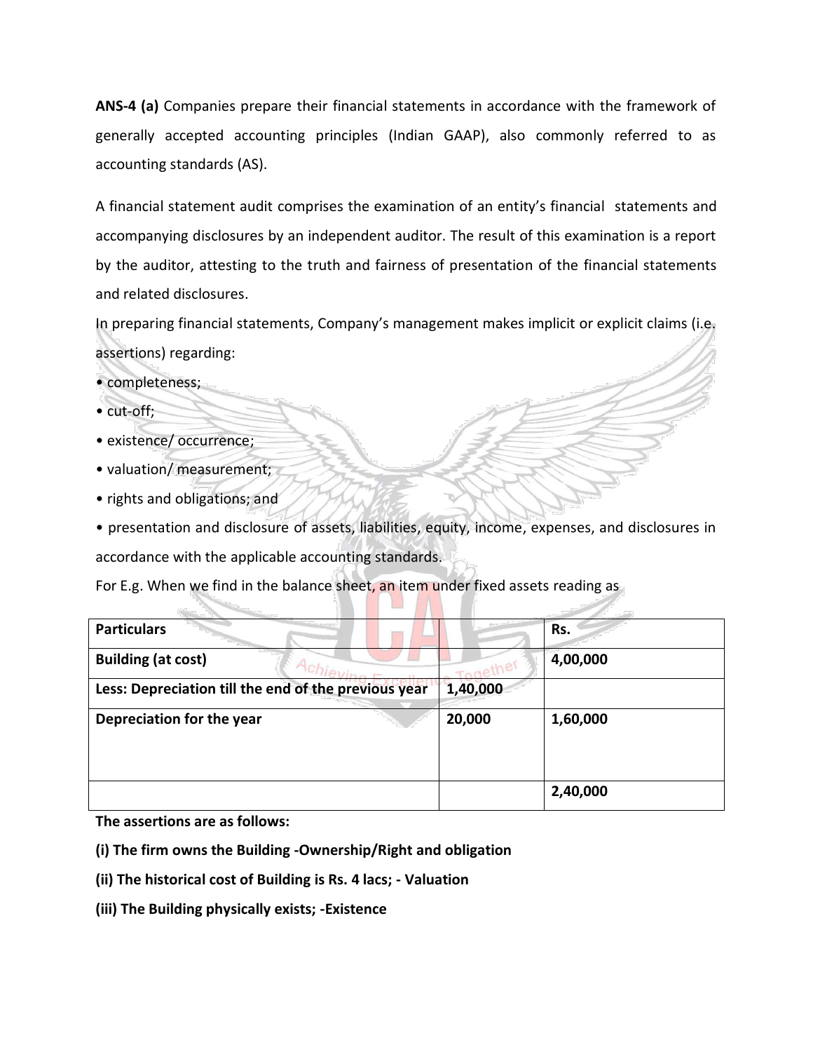**ANS-4 (a)** Companies prepare their financial statements in accordance with the framework of generally accepted accounting principles (Indian GAAP), also commonly referred to as accounting standards (AS).

A financial statement audit comprises the examination of an entity's financial statements and accompanying disclosures by an independent auditor. The result of this examination is a report by the auditor, attesting to the truth and fairness of presentation of the financial statements and related disclosures.

In preparing financial statements, Company's management makes implicit or explicit claims (i.e. assertions) regarding:

- completeness;
- cut-off;
- existence/ occurrence;
- valuation/ measurement;
- rights and obligations; and
- presentation and disclosure of assets, liabilities, equity, income, expenses, and disclosures in accordance with the applicable accounting standards.

For E.g. When we find in the balance sheet, an item under fixed assets reading as

| **Particulars** | | **Rs.** |
|---|---|---|
| **Building (at cost)** | | **4,00,000** |
| **Less: Depreciation till the end of the previous year** | **1,40,000** | |
| **Depreciation for the year** | **20,000** | **1,60,000** |
| | | **2,40,000** |

**The assertions are as follows:**

**(i) The firm owns the Building -Ownership/Right and obligation**

**(ii) The historical cost of Building is Rs. 4 lacs; - Valuation**

**(iii) The Building physically exists; -Existence**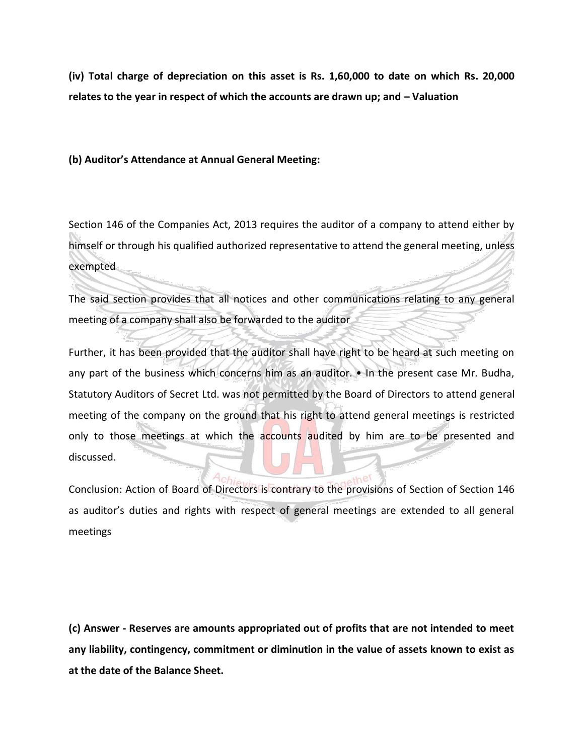**(iv) Total charge of depreciation on this asset is Rs. 1,60,000 to date on which Rs. 20,000 relates to the year in respect of which the accounts are drawn up; and – Valuation**

**(b) Auditor's Attendance at Annual General Meeting:**

Section 146 of the Companies Act, 2013 requires the auditor of a company to attend either by himself or through his qualified authorized representative to attend the general meeting, unless exempted

The said section provides that all notices and other communications relating to any general meeting of a company shall also be forwarded to the auditor

Further, it has been provided that the auditor shall have right to be heard at such meeting on any part of the business which concerns him as an auditor. • In the present case Mr. Budha, Statutory Auditors of Secret Ltd. was not permitted by the Board of Directors to attend general meeting of the company on the ground that his right to attend general meetings is restricted only to those meetings at which the accounts audited by him are to be presented and discussed.

Conclusion: Action of Board of Directors is contrary to the provisions of Section of Section 146 as auditor's duties and rights with respect of general meetings are extended to all general meetings

**(c) Answer - Reserves are amounts appropriated out of profits that are not intended to meet any liability, contingency, commitment or diminution in the value of assets known to exist as at the date of the Balance Sheet.**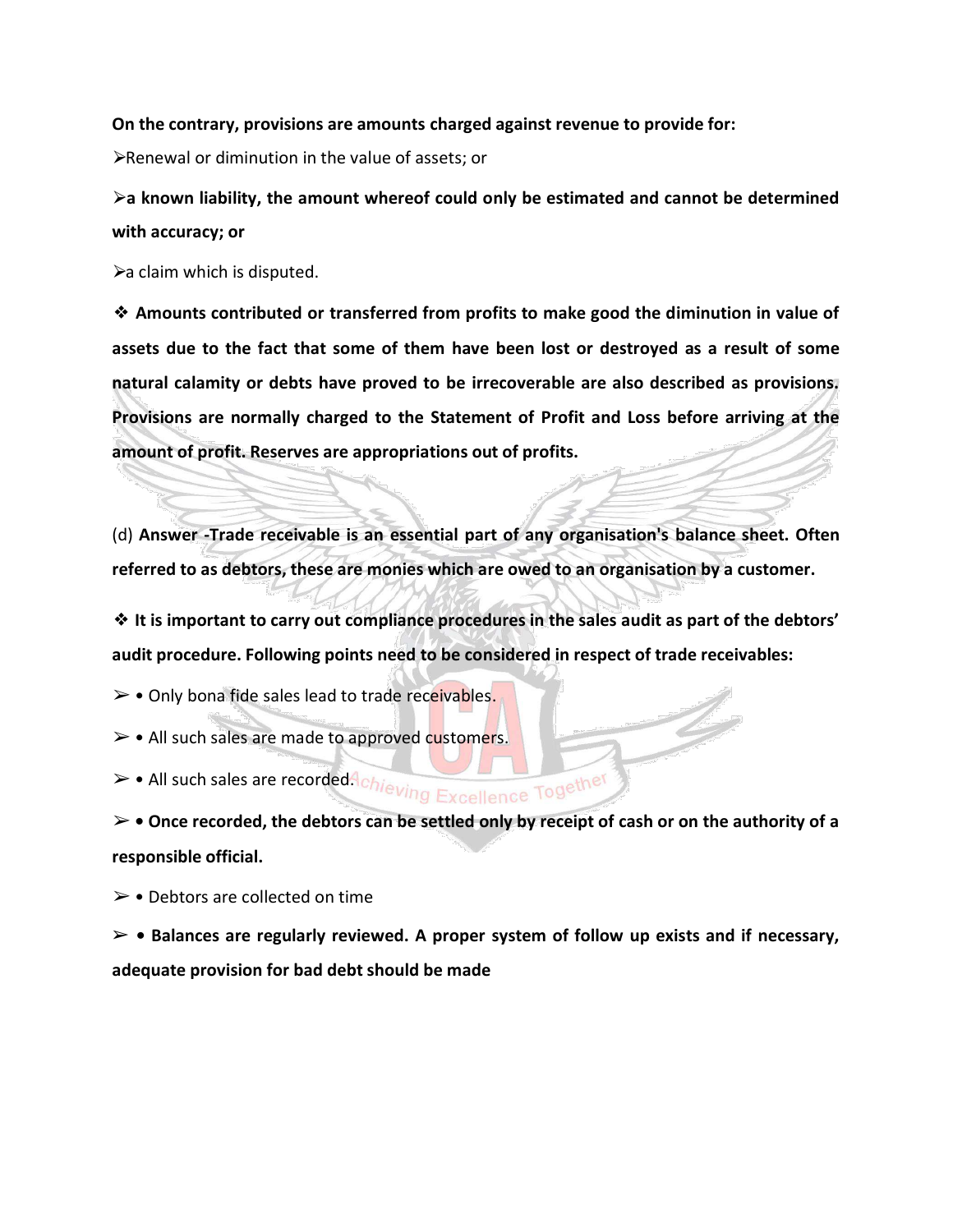**On the contrary, provisions are amounts charged against revenue to provide for:**

➢Renewal or diminution in the value of assets; or

**➢a known liability, the amount whereof could only be estimated and cannot be determined with accuracy; or**

➢a claim which is disputed.

❖ **Amounts contributed or transferred from profits to make good the diminution in value of assets due to the fact that some of them have been lost or destroyed as a result of some natural calamity or debts have proved to be irrecoverable are also described as provisions. Provisions are normally charged to the Statement of Profit and Loss before arriving at the amount of profit. Reserves are appropriations out of profits.**

(d) Answer -**Trade receivable is an essential part of any organisation's balance sheet. Often referred to as debtors, these are monies which are owed to an organisation by a customer.**

❖ **It is important to carry out compliance procedures in the sales audit as part of the debtors' audit procedure. Following points need to be considered in respect of trade receivables:**

➢ • Only bona fide sales lead to trade receivables.

➢ • All such sales are made to approved customers.

➢ • All such sales are recorded.

➢ **• Once recorded, the debtors can be settled only by receipt of cash or on the authority of a responsible official.**

➢ • Debtors are collected on time

➢ **• Balances are regularly reviewed. A proper system of follow up exists and if necessary, adequate provision for bad debt should be made**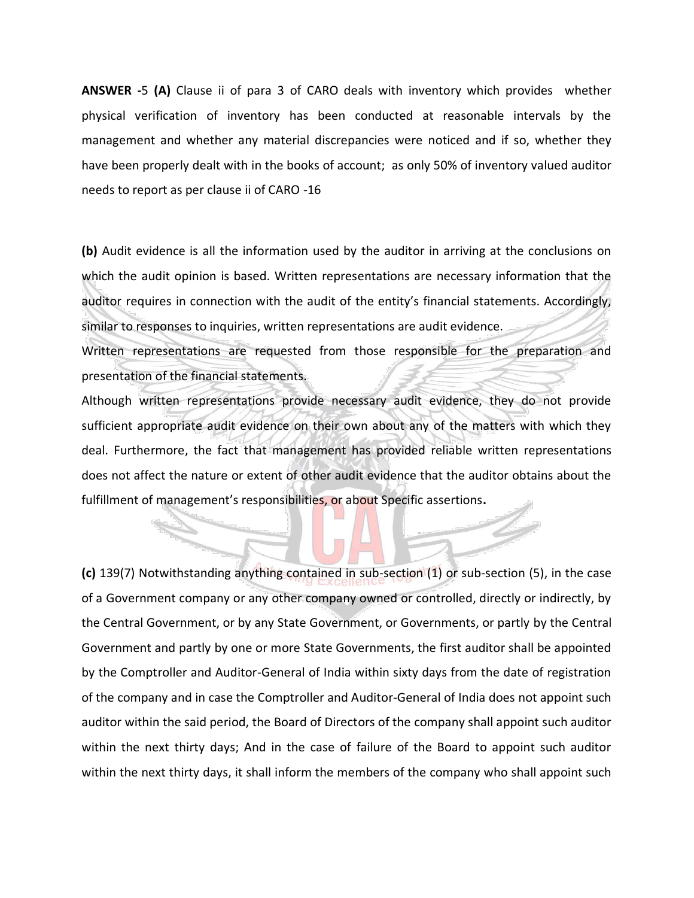**ANSWER -**5 **(A)** Clause ii of para 3 of CARO deals with inventory which provides whether physical verification of inventory has been conducted at reasonable intervals by the management and whether any material discrepancies were noticed and if so, whether they have been properly dealt with in the books of account; as only 50% of inventory valued auditor needs to report as per clause ii of CARO -16

**(b)** Audit evidence is all the information used by the auditor in arriving at the conclusions on which the audit opinion is based. Written representations are necessary information that the auditor requires in connection with the audit of the entity's financial statements. Accordingly, similar to responses to inquiries, written representations are audit evidence.

Written representations are requested from those responsible for the preparation and presentation of the financial statements.

Although written representations provide necessary audit evidence, they do not provide sufficient appropriate audit evidence on their own about any of the matters with which they deal. Furthermore, the fact that management has provided reliable written representations does not affect the nature or extent of other audit evidence that the auditor obtains about the fulfillment of management's responsibilities, or about Specific assertions**.**

**(c)** 139(7) Notwithstanding anything contained in sub-section (1) or sub-section (5), in the case of a Government company or any other company owned or controlled, directly or indirectly, by the Central Government, or by any State Government, or Governments, or partly by the Central Government and partly by one or more State Governments, the first auditor shall be appointed by the Comptroller and Auditor-General of India within sixty days from the date of registration of the company and in case the Comptroller and Auditor-General of India does not appoint such auditor within the said period, the Board of Directors of the company shall appoint such auditor within the next thirty days; And in the case of failure of the Board to appoint such auditor within the next thirty days, it shall inform the members of the company who shall appoint such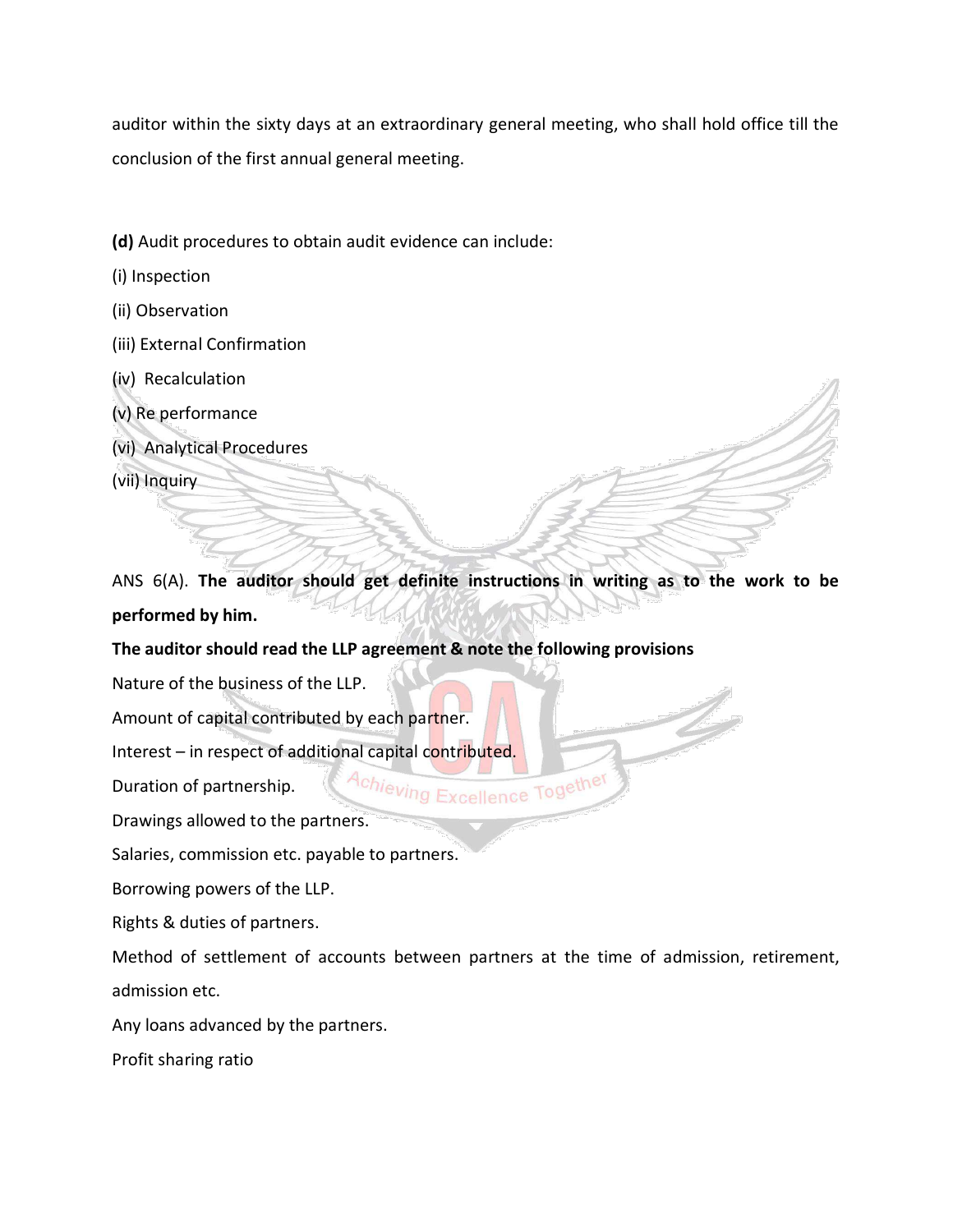auditor within the sixty days at an extraordinary general meeting, who shall hold office till the conclusion of the first annual general meeting.

**(d)** Audit procedures to obtain audit evidence can include:

(i) Inspection

(ii) Observation

(iii) External Confirmation

(iv) Recalculation

(v) Re performance

(vi) Analytical Procedures

(vii) Inquiry

ANS 6(A). **The auditor should get definite instructions in writing as to the work to be performed by him.**

**The auditor should read the LLP agreement & note the following provisions**

Nature of the business of the LLP.

Amount of capital contributed by each partner.

Interest – in respect of additional capital contributed.

Duration of partnership.

Drawings allowed to the partners.

Salaries, commission etc. payable to partners.

Borrowing powers of the LLP.

Rights & duties of partners.

Method of settlement of accounts between partners at the time of admission, retirement, admission etc.

Any loans advanced by the partners.

Profit sharing ratio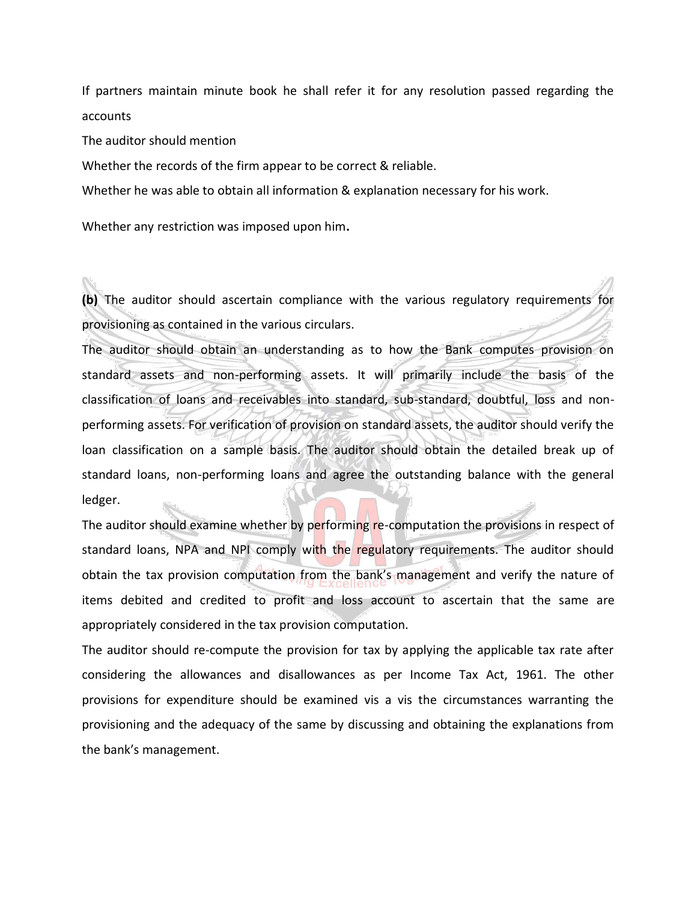If partners maintain minute book he shall refer it for any resolution passed regarding the accounts

The auditor should mention

Whether the records of the firm appear to be correct & reliable.

Whether he was able to obtain all information & explanation necessary for his work.

Whether any restriction was imposed upon him**.**

**(b)** The auditor should ascertain compliance with the various regulatory requirements for provisioning as contained in the various circulars.

The auditor should obtain an understanding as to how the Bank computes provision on standard assets and non-performing assets. It will primarily include the basis of the classification of loans and receivables into standard, sub-standard, doubtful, loss and non-performing assets. For verification of provision on standard assets, the auditor should verify the loan classification on a sample basis. The auditor should obtain the detailed break up of standard loans, non-performing loans and agree the outstanding balance with the general ledger.

The auditor should examine whether by performing re-computation the provisions in respect of standard loans, NPA and NPI comply with the regulatory requirements. The auditor should obtain the tax provision computation from the bank's management and verify the nature of items debited and credited to profit and loss account to ascertain that the same are appropriately considered in the tax provision computation.

The auditor should re-compute the provision for tax by applying the applicable tax rate after considering the allowances and disallowances as per Income Tax Act, 1961. The other provisions for expenditure should be examined vis a vis the circumstances warranting the provisioning and the adequacy of the same by discussing and obtaining the explanations from the bank's management.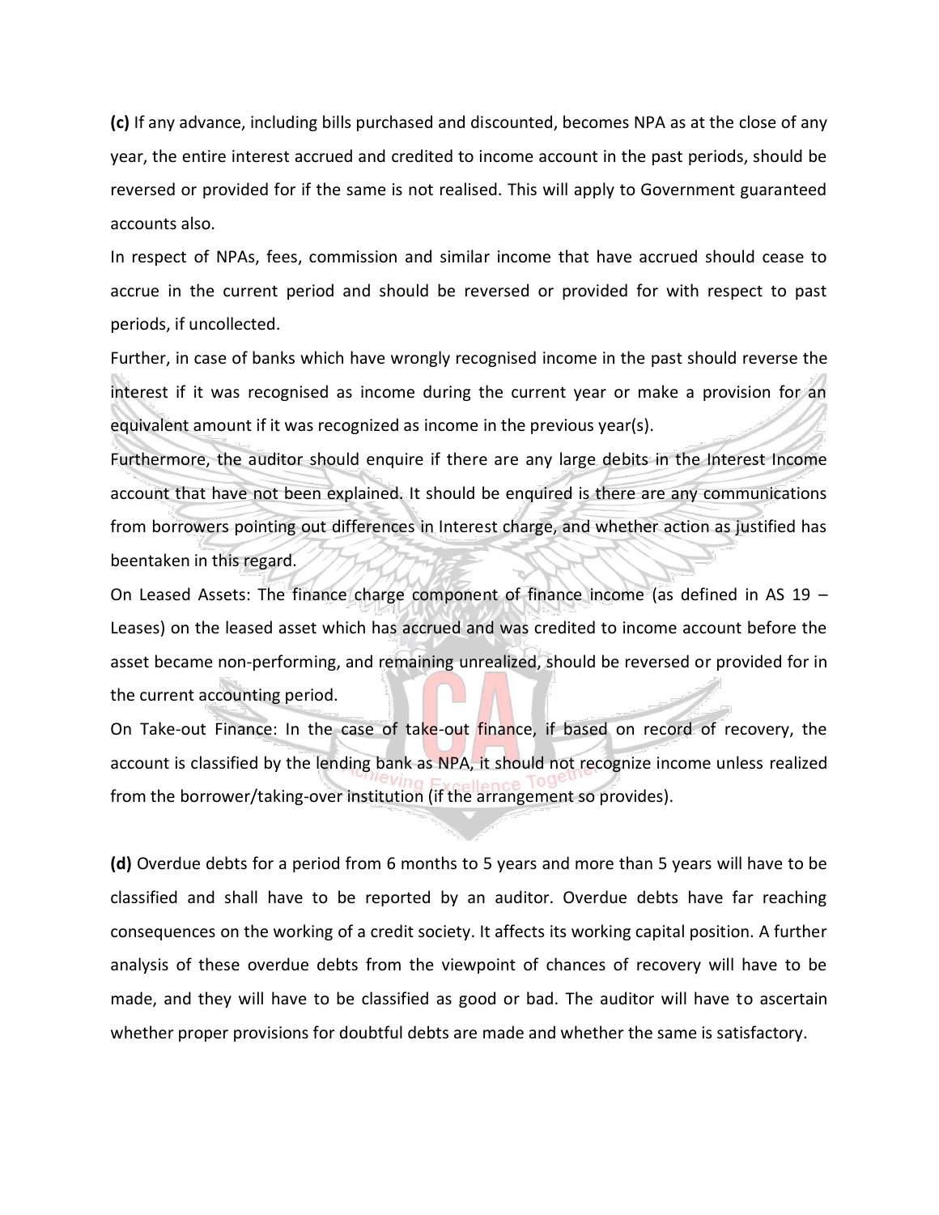**(c)** If any advance, including bills purchased and discounted, becomes NPA as at the close of any year, the entire interest accrued and credited to income account in the past periods, should be reversed or provided for if the same is not realised. This will apply to Government guaranteed accounts also.

In respect of NPAs, fees, commission and similar income that have accrued should cease to accrue in the current period and should be reversed or provided for with respect to past periods, if uncollected.

Further, in case of banks which have wrongly recognised income in the past should reverse the interest if it was recognised as income during the current year or make a provision for an equivalent amount if it was recognized as income in the previous year(s).

Furthermore, the auditor should enquire if there are any large debits in the Interest Income account that have not been explained. It should be enquired is there are any communications from borrowers pointing out differences in Interest charge, and whether action as justified has beentaken in this regard.

On Leased Assets: The finance charge component of finance income (as defined in AS 19 – Leases) on the leased asset which has accrued and was credited to income account before the asset became non-performing, and remaining unrealized, should be reversed or provided for in the current accounting period.

On Take-out Finance: In the case of take-out finance, if based on record of recovery, the account is classified by the lending bank as NPA, it should not recognize income unless realized from the borrower/taking-over institution (if the arrangement so provides).

**(d)** Overdue debts for a period from 6 months to 5 years and more than 5 years will have to be classified and shall have to be reported by an auditor. Overdue debts have far reaching consequences on the working of a credit society. It affects its working capital position. A further analysis of these overdue debts from the viewpoint of chances of recovery will have to be made, and they will have to be classified as good or bad. The auditor will have to ascertain whether proper provisions for doubtful debts are made and whether the same is satisfactory.